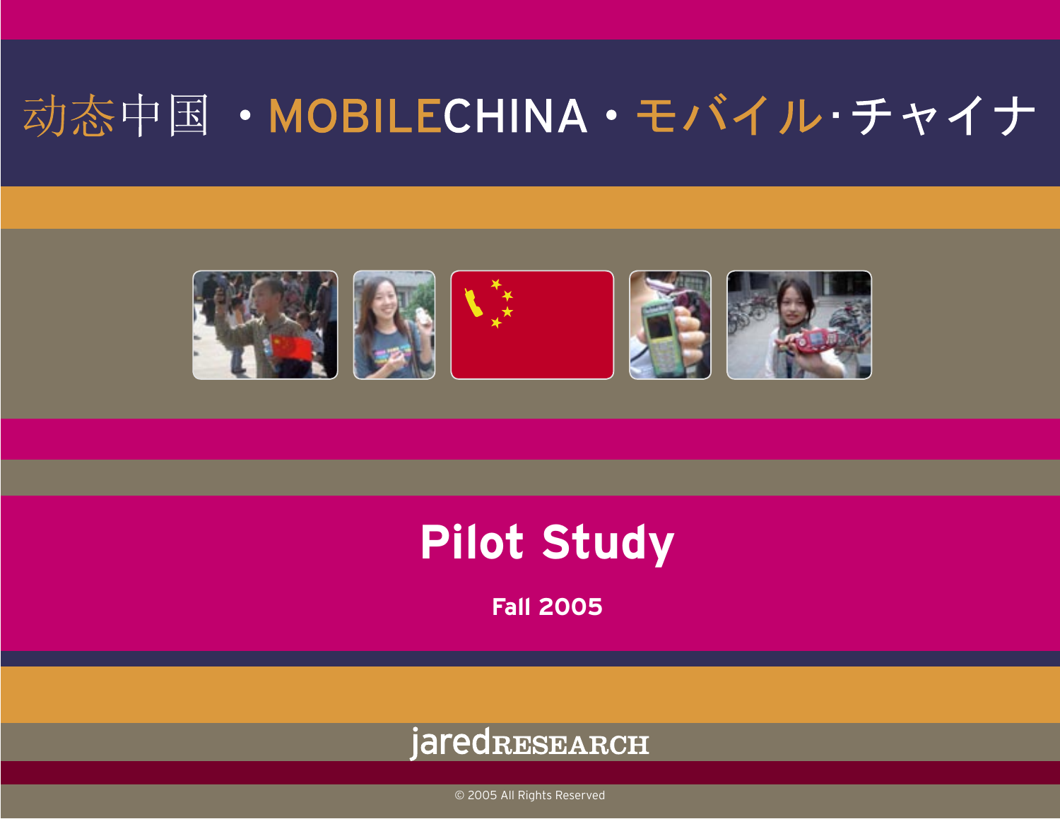# 动态中国 • MOBILECHINA • モバイル·チャイナ

## Pilot Study

**Fall 2005**

jaredRESEARCH

© 2005 All Rights Reserved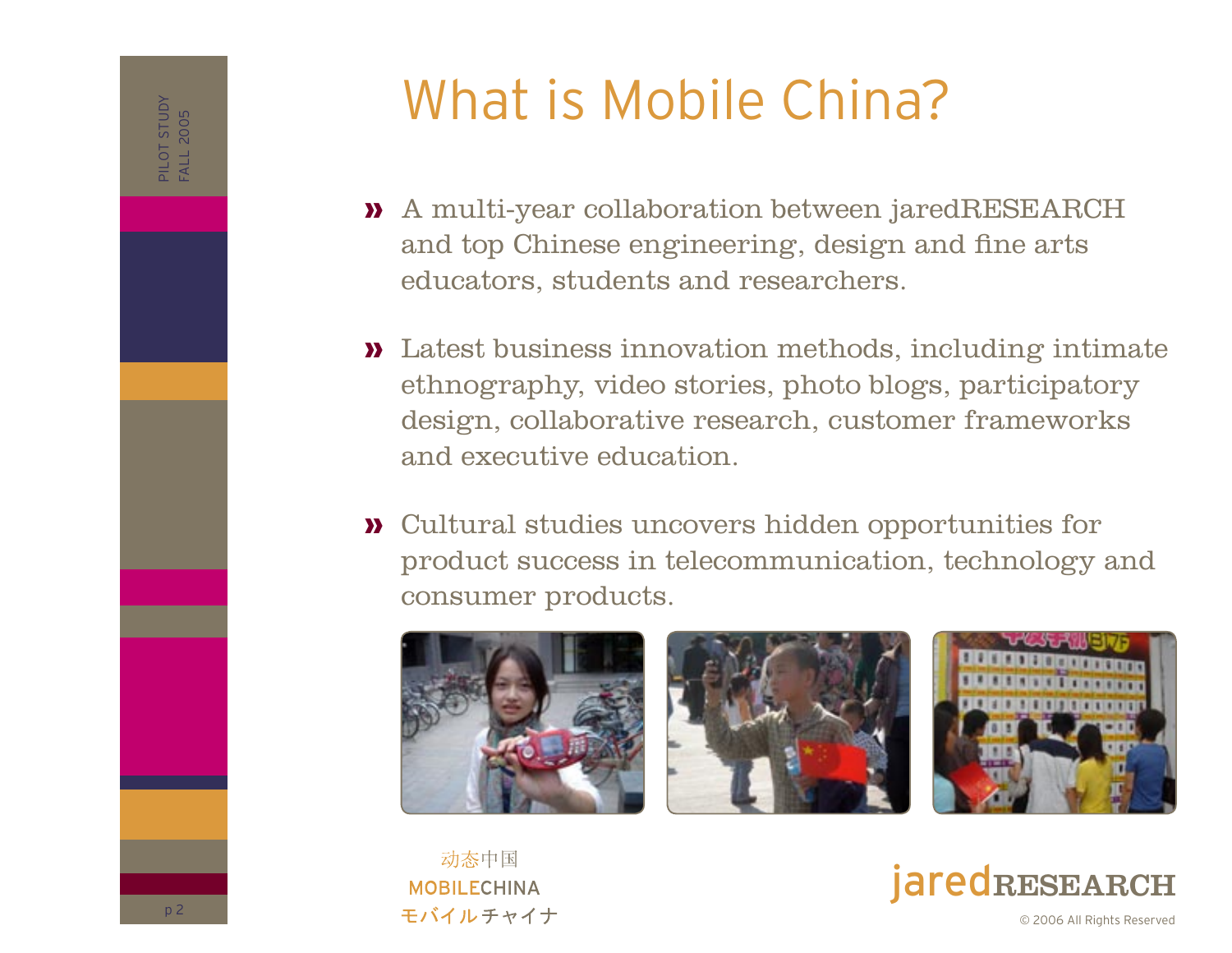# What is Mobile China?

- A multi-year collaboration between jaredRESEARCH and top Chinese engineering, design and fine arts educators, students and researchers.
- Latest business innovation methods, including intimate ethnography, video stories, photo blogs, participatory design, collaborative research, customer frameworks and executive education.
- Cultural studies uncovers hidden opportunities for product success in telecommunication, technology and consumer products.

动态中国
MOBILECHINA
モバイルチャイナ

jaredRESEARCH

© 2006 All Rights Reserved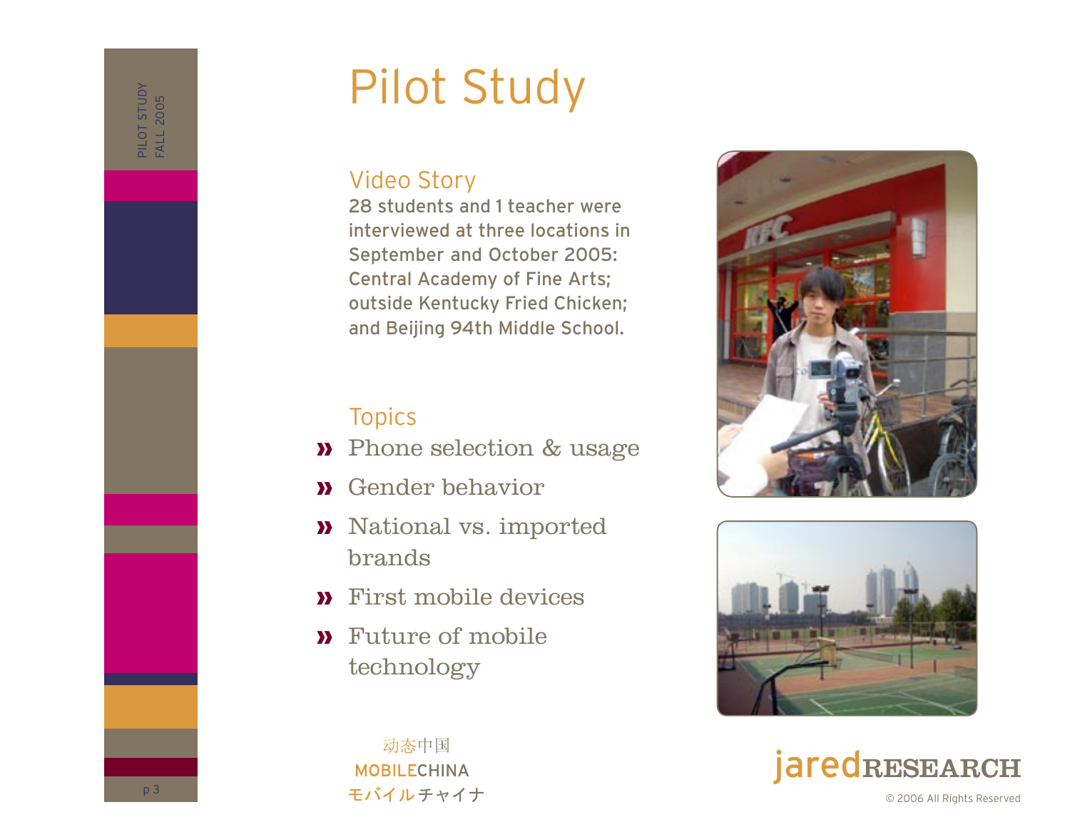# Pilot Study

## Video Story

28 students and 1 teacher were interviewed at three locations in September and October 2005: Central Academy of Fine Arts; outside Kentucky Fried Chicken; and Beijing 94th Middle School.

## Topics

- Phone selection & usage
- Gender behavior
- National vs. imported brands
- First mobile devices
- Future of mobile technology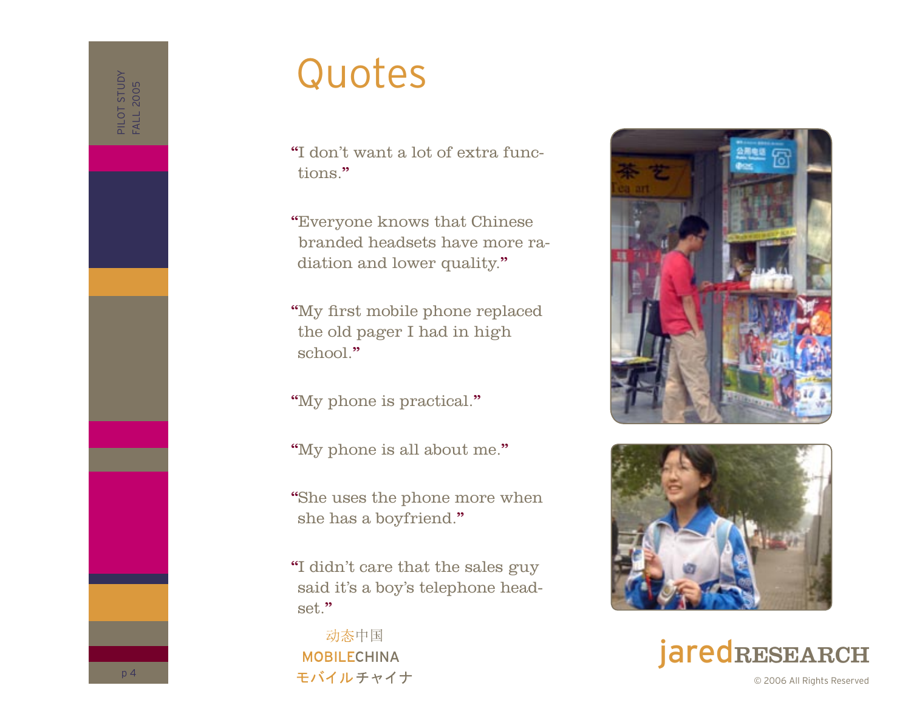# Quotes

"I don't want a lot of extra functions."

"Everyone knows that Chinese branded headsets have more radiation and lower quality."

"My first mobile phone replaced the old pager I had in high school."

"My phone is practical."

"My phone is all about me."

"She uses the phone more when she has a boyfriend."

"I didn't care that the sales guy said it's a boy's telephone headset."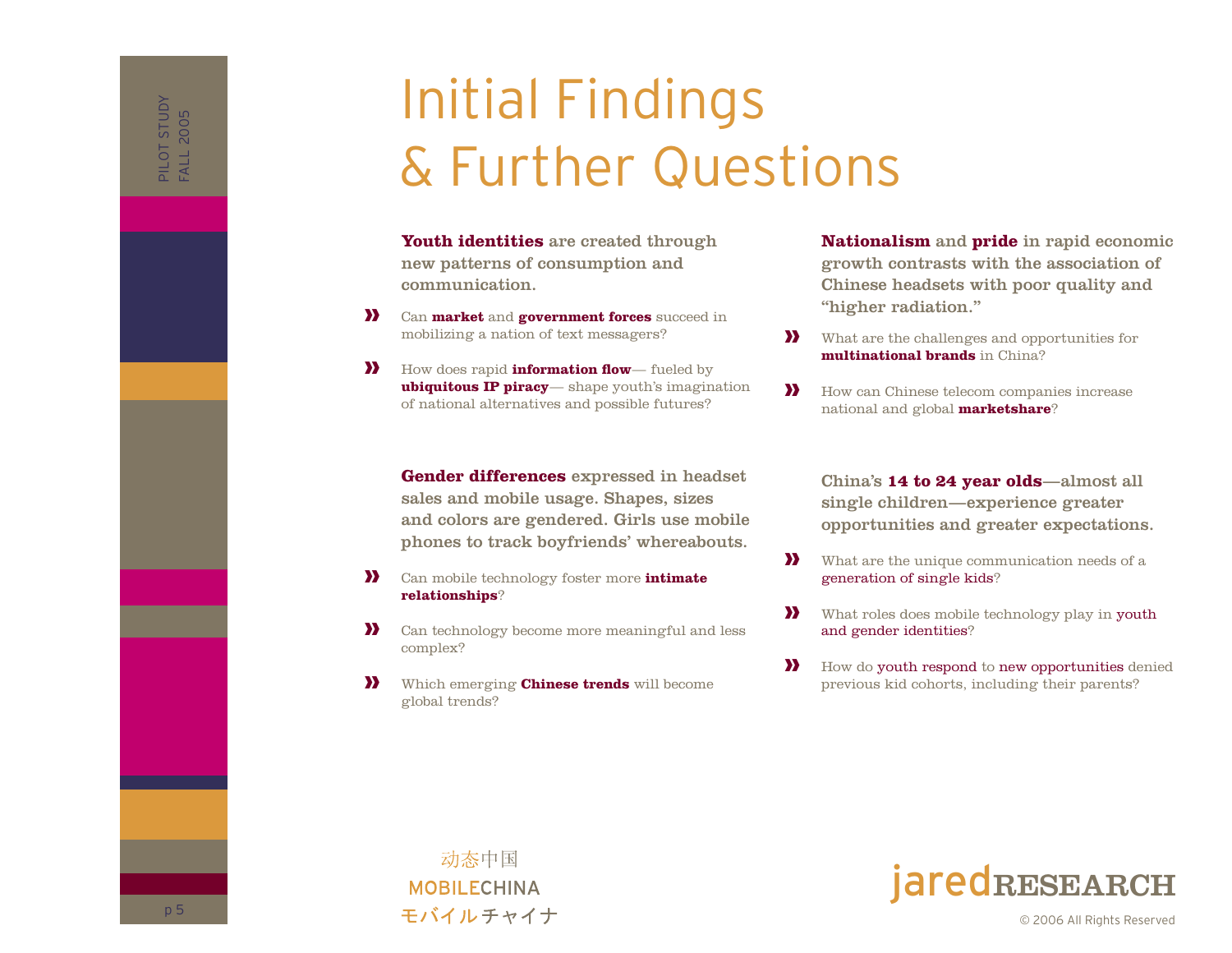# Initial Findings & Further Questions

**Youth identities** are created through new patterns of consumption and communication.

- Can **market** and **government forces** succeed in mobilizing a nation of text messagers?
- How does rapid **information flow**— fueled by **ubiquitous IP piracy**— shape youth's imagination of national alternatives and possible futures?

**Gender differences** expressed in headset sales and mobile usage. Shapes, sizes and colors are gendered. Girls use mobile phones to track boyfriends' whereabouts.

- Can mobile technology foster more **intimate relationships**?
- Can technology become more meaningful and less complex?
- Which emerging **Chinese trends** will become global trends?

**Nationalism** and **pride** in rapid economic growth contrasts with the association of Chinese headsets with poor quality and "higher radiation."

- What are the challenges and opportunities for **multinational brands** in China?
- How can Chinese telecom companies increase national and global **marketshare**?

China's **14 to 24 year olds**—almost all single children—experience greater opportunities and greater expectations.

- What are the unique communication needs of a generation of single kids?
- What roles does mobile technology play in youth and gender identities?
- How do youth respond to new opportunities denied previous kid cohorts, including their parents?

动态中国
MOBILECHINA
モバイルチャイナ

jaredRESEARCH
© 2006 All Rights Reserved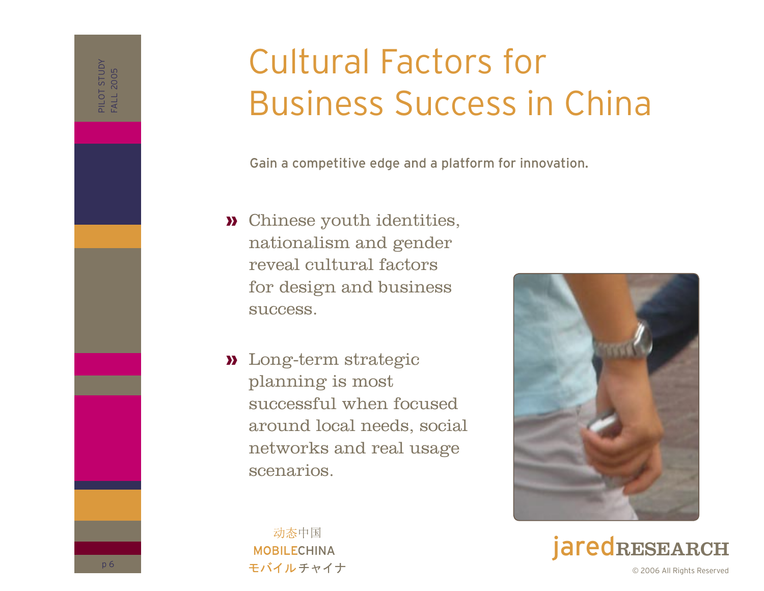# Cultural Factors for Business Success in China

Gain a competitive edge and a platform for innovation.

- Chinese youth identities, nationalism and gender reveal cultural factors for design and business success.
- Long-term strategic planning is most successful when focused around local needs, social networks and real usage scenarios.

动态中国
MOBILECHINA
モバイルチャイナ

jaredRESEARCH

© 2006 All Rights Reserved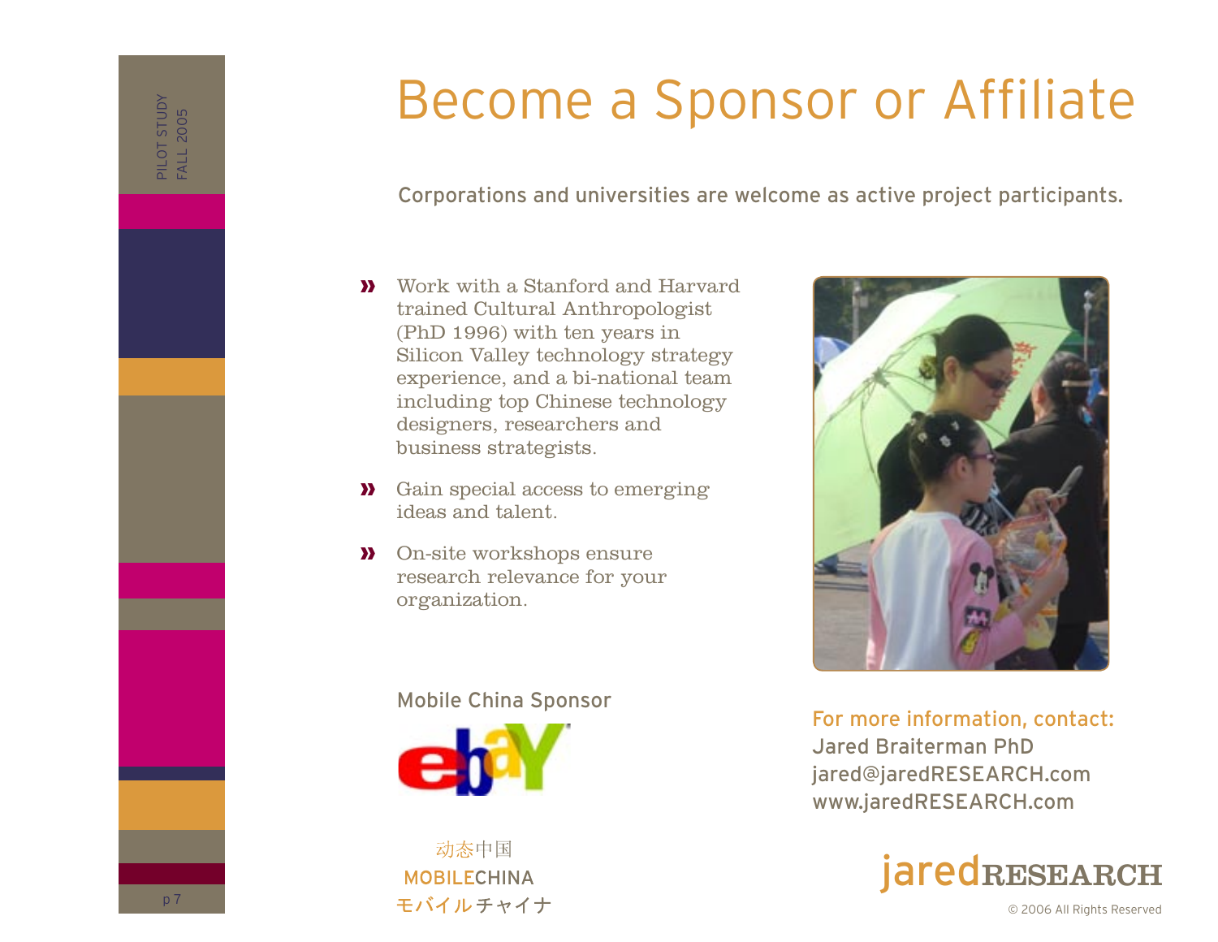# Become a Sponsor or Affiliate

Corporations and universities are welcome as active project participants.

- Work with a Stanford and Harvard trained Cultural Anthropologist (PhD 1996) with ten years in Silicon Valley technology strategy experience, and a bi-national team including top Chinese technology designers, researchers and business strategists.
- Gain special access to emerging ideas and talent.
- On-site workshops ensure research relevance for your organization.

Mobile China Sponsor

ebay

动态中国
MOBILECHINA
モバイルチャイナ

For more information, contact:
Jared Braiterman PhD
jared@jaredRESEARCH.com
www.jaredRESEARCH.com

jaredRESEARCH

© 2006 All Rights Reserved